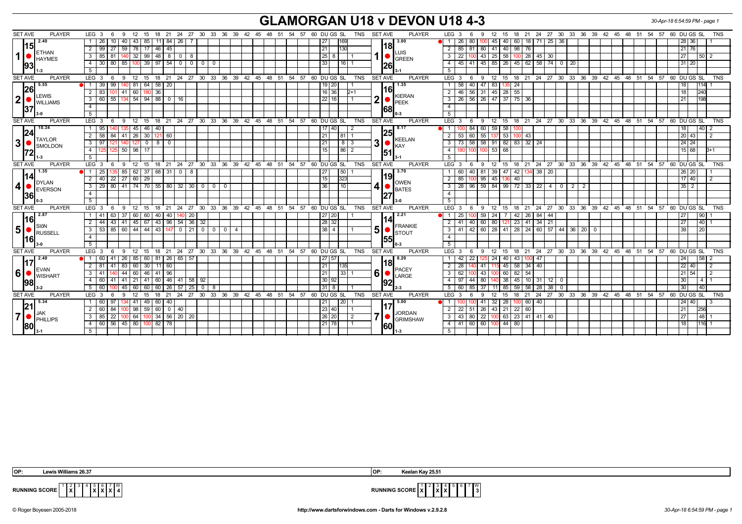# GLAMORGAN U18 v DEVON U18 4-3

30-Apr-18 6:54:59 PM - page 1

| SET AVE | PLAYER | LEG | 3 | 6 | 9 | 12 | 15 | 18 | 21 | 24 | 27 | 30 | 33 | 36 | DU | GS | SL | TNS | SET AVE | PLAYER | LEG | 3 | 6 | 9 | 12 | 15 | 18 | 21 | 24 | 27 | 30 | 33 | 36 | DU | GS | SL | TNS |
|---|---|---|---|---|---|---|---|---|---|---|---|---|---|---|---|---|---|---|---|---|---|---|---|---|---|---|---|---|---|---|---|---|---|---|---|---|---|
| 2.40 / 15 / 93 | 1 ETHAN HAYMES 1-3 | 1 | 26 | 10 | 40 | 43 | 85 | 11 | 84 | 26 | 7 | | | | 27 | | 169 | | 3.00 / 18 / 26 | 1 LUIS GREEN 3-1 | 1 | 26 | 80 | 100 | 45 | 40 | 60 | 18 | 71 | 25 | 36 | | | | 28 | 36 | |
| | | 2 | 99 | 27 | 59 | 78 | 17 | 46 | 45 | | | | | | 21 | | 130 | | | | 2 | 85 | 81 | 80 | 41 | 40 | 98 | 76 | | | | | | | 21 | 76 | |
| | | 3 | 85 | 81 | 140 | 32 | 99 | 48 | 8 | 0 | 8 | | | | 25 | 8 | | 1 | | | 3 | 22 | 100 | 43 | 25 | 58 | 100 | 28 | 45 | 30 | | | | | 27 | | 50 2 |
| | | 4 | 30 | 80 | 85 | 100 | 39 | 97 | 54 | 0 | 0 | 0 | 0 | | 33 | | 16 | 1 | | | 4 | 45 | 41 | 45 | 85 | 26 | 45 | 62 | 58 | 74 | 0 | 20 | | | 31 | 20 | |
| 5.55 / 26 / 37 | 2 LEWIS WILLIAMS 3-0 | 1 | 39 | 99 | 140 | 81 | 64 | 58 | 20 | | | | | | 19 | 20 | | 1 | 1.35 / 16 / 68 | 2 KIERAN PEEK 0-3 | 1 | 58 | 40 | 47 | 83 | 135 | 24 | | | | | | | | 18 | | 114 1 |
| | | 2 | 83 | 101 | 41 | 60 | 180 | 36 | | | | | | | 16 | 36 | | 2+1 | | | 2 | 46 | 56 | 31 | 45 | 28 | 55 | | | | | | | | 18 | | 240 |
| | | 3 | 60 | 55 | 134 | 54 | 94 | 88 | 0 | 16 | | | | | 22 | 16 | | 1 | | | 3 | 26 | 56 | 26 | 47 | 37 | 75 | 36 | | | | | | | 21 | | 198 |
| 10.34 / 24 / 72 | 3 TAYLOR SMOLDON 1-3 | 1 | 95 | 140 | 135 | 45 | 46 | 40 | | | | | | | 17 | 40 | | 2 | 8.17 / 25 / 51 | 3 KEELAN KAY 3-1 | 1 | 100 | 84 | 60 | 59 | 58 | 100 | | | | | | | | 18 | | 40 2 |
| | | 2 | 58 | 84 | 41 | 26 | 30 | 121 | 60 | | | | | | 21 | | 81 | 1 | | | 2 | 53 | 60 | 55 | 137 | 53 | 100 | 43 | | | | | | | 20 | 43 | 2 |
| | | 3 | 97 | 121 | 140 | 127 | 0 | 8 | 0 | | | | | | 21 | | 8 | 3 | | | 3 | 73 | 58 | 58 | 91 | 82 | 83 | 32 | 24 | | | | | | 24 | 24 | |
| | | 4 | 125 | 125 | 50 | 98 | 17 | | | | | | | | 15 | | 86 | 2 | | | 4 | 180 | 100 | 100 | 53 | 68 | | | | | | | | | 15 | 68 | 3+1 |
| 1.35 / 14 / 36 | 4 DYLAN EVERSON 0-3 | 1 | 25 | 135 | 85 | 62 | 37 | 68 | 31 | 0 | 8 | | | | 27 | | 50 | 1 | 3.70 / 19 / 27 | 4 OWEN BATES 3-0 | 1 | 60 | 40 | 81 | 39 | 47 | 42 | 134 | 38 | 20 | | | | | 26 | 20 | 1 |
| | | 2 | 40 | 22 | 27 | 60 | 29 | | | | | | | | 15 | | 323 | | | | 2 | 85 | 100 | 95 | 45 | 136 | 40 | | | | | | | | 17 | 40 | 2 |
| | | 3 | 29 | 80 | 41 | 74 | 70 | 55 | 80 | 32 | 30 | 0 | 0 | 0 | 36 | | 10 | | | | 3 | 28 | 96 | 59 | 84 | 99 | 72 | 33 | 22 | 4 | 0 | 2 | 2 | | 35 | 2 | |
| 2.87 / 16 / 16 | 5 SIôN RUSSELL 3-0 | 1 | 41 | 63 | 37 | 60 | 60 | 40 | 40 | 140 | 20 | | | | 27 | 20 | | 1 | 2.21 / 14 / 55 | 5 FRANKIE STOUT 0-3 | 1 | 25 | 100 | 59 | 24 | 7 | 42 | 26 | 84 | 44 | | | | | 27 | | 90 1 |
| | | 2 | 44 | 43 | 41 | 45 | 67 | 43 | 96 | 54 | 36 | 32 | | | 28 | 32 | | | | | 2 | 41 | 40 | 60 | 80 | 121 | 23 | 41 | 34 | 21 | | | | | 27 | | 40 1 |
| | | 3 | 53 | 85 | 60 | 44 | 44 | 43 | 147 | 0 | 21 | 0 | 0 | 0 4 | 38 | 4 | | 1 | | | 3 | 41 | 42 | 60 | 28 | 41 | 28 | 24 | 60 | 57 | 44 | 36 | 20 0 | | 39 | | 20 |
| 2.40 / 17 / 98 | 6 EVAN WISHART 3-2 | 1 | 60 | 41 | 26 | 85 | 60 | 81 | 26 | 65 | 57 | | | | 27 | 57 | | | 8.20 / 18 / 92 | 6 PACEY LARGE 2-3 | 1 | 42 | 22 | 125 | 24 | 40 | 43 | 100 | 47 | | | | | | 24 | | 58 2 |
| | | 2 | 81 | 41 | 83 | 60 | 30 | 11 | 60 | | | | | | 21 | | 135 | | | | 2 | 28 | 140 | 41 | 115 | 45 | 58 | 34 | 40 | | | | | | 22 | 40 | 2 |
| | | 3 | 41 | 140 | 44 | 60 | 46 | 41 | 96 | | | | | | 21 | | 33 | 1 | | | 3 | 62 | 100 | 43 | 100 | 60 | 82 | 54 | | | | | | | 21 | 54 | 2 |
| | | 4 | 60 | 41 | 41 | 21 | 41 | 60 | 46 | 41 | 58 | 92 | | | 30 | 92 | | | | | 4 | 97 | 44 | 80 | 140 | 38 | 45 | 10 | 31 | 12 | 0 | | | | 30 | | 4 1 |
| | | 5 | 60 | 100 | 45 | 60 | 60 | 60 | 26 | 57 | 25 | 0 | 8 | | 31 | 8 | | 1 | | | 5 | 60 | 85 | 37 | 11 | 85 | 59 | 58 | 28 | 38 | 0 | | | | 30 | | 40 |
| 5.34 / 21 / 80 | 7 JAK PHILLIPS 3-1 | 1 | 60 | 97 | 134 | 41 | 49 | 60 | 40 | | | | | | 21 | | 20 | 1 | 5.00 / 17 / 60 | 7 JORDAN GRIMSHAW 1-3 | 1 | 100 | 100 | 41 | 32 | 28 | 100 | 60 | 40 | | | | | | 24 | 40 | 3 |
| | | 2 | 60 | 84 | 100 | 98 | 59 | 60 | 0 | 40 | | | | | 23 | 40 | | 1 | | | 2 | 22 | 51 | 26 | 43 | 21 | 22 | 60 | | | | | | | 21 | | 256 |
| | | 3 | 85 | 22 | 100 | 64 | 100 | 34 | 56 | 20 | 20 | | | | 26 | 20 | | 2 | | | 3 | 43 | 80 | 22 | 100 | 63 | 23 | 41 | 41 | 40 | | | | | 27 | | 48 1 |
| | | 4 | 60 | 56 | 45 | 80 | 100 | 82 | 78 | | | | | | 21 | 78 | | 1 | | | 4 | 41 | 60 | 60 | 100 | 44 | 80 | | | | | | | | 18 | | 116 1 |

OP: Lewis Williams 26.37

OP: Keelan Kay 25.51

RUNNING SCORE (Glamorgan): 1: X, 2: , 3: , 4: , 5: X, 6: X, 7: X — W: 4

RUNNING SCORE (Devon): 1: X, 2: , 3: X, 4: X, 5: , 6: , 7: — W: 3

© Roger Boyesen 2005-2018 http://www.dartsforwindows.com - Darts for Windows v.2.9.2.8 30-Apr-18 6:54:59 PM - page 1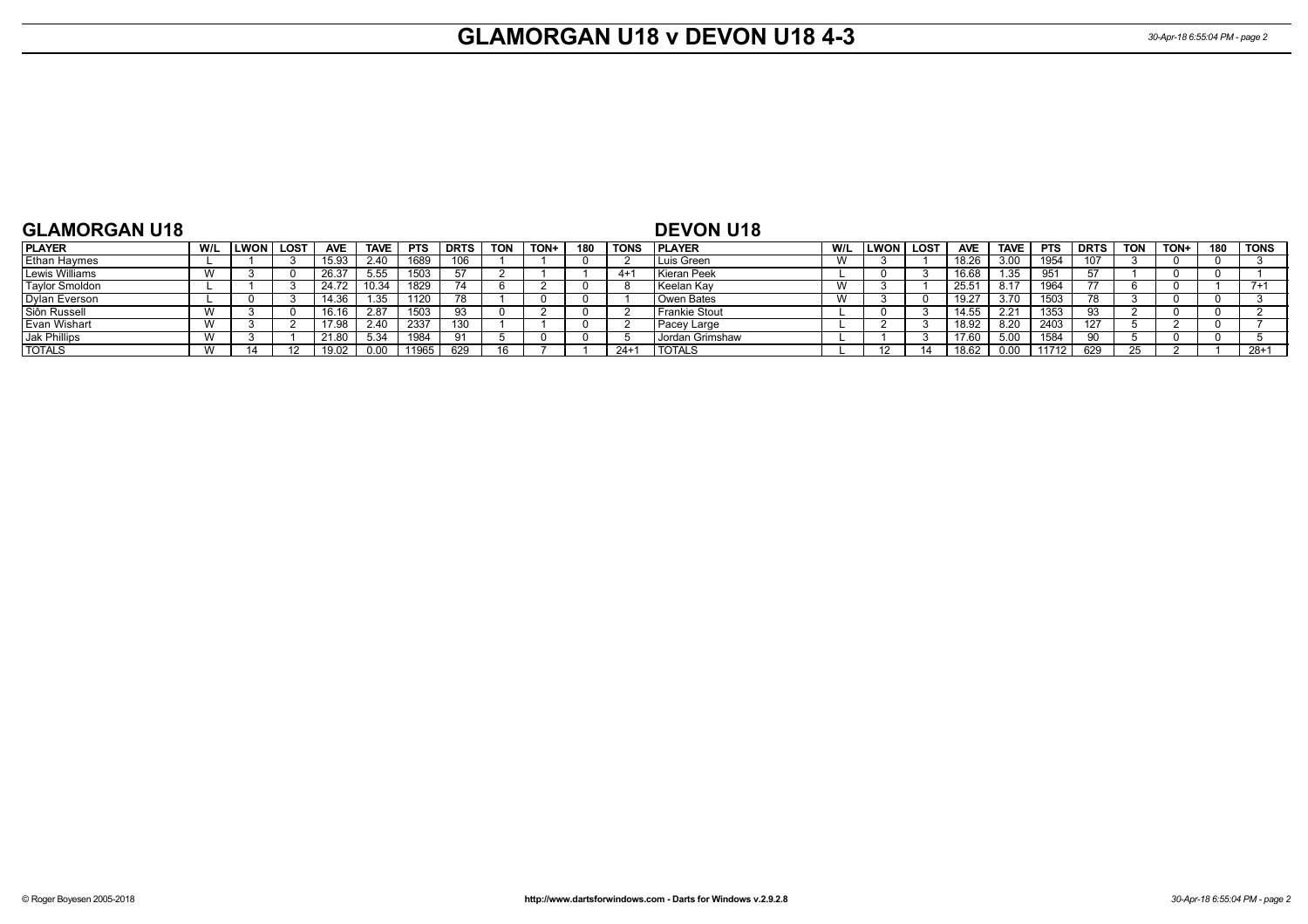# GLAMORGAN U18 v DEVON U18 4-3

## GLAMORGAN U18

| PLAYER | W/L | LWON | LOST | AVE | TAVE | PTS | DRTS | TON | TON+ | 180 | TONS |
|---|---|---|---|---|---|---|---|---|---|---|---|
| Ethan Haymes | L | 1 | 3 | 15.93 | 2.40 | 1689 | 106 | 1 | 1 | 0 | 2 |
| Lewis Williams | W | 3 | 0 | 26.37 | 5.55 | 1503 | 57 | 2 | 1 | 1 | 4+1 |
| Taylor Smoldon | L | 1 | 3 | 24.72 | 10.34 | 1829 | 74 | 6 | 2 | 0 | 8 |
| Dylan Everson | L | 0 | 3 | 14.36 | 1.35 | 1120 | 78 | 1 | 0 | 0 | 1 |
| Siôn Russell | W | 3 | 0 | 16.16 | 2.87 | 1503 | 93 | 0 | 2 | 0 | 2 |
| Evan Wishart | W | 3 | 2 | 17.98 | 2.40 | 2337 | 130 | 1 | 1 | 0 | 2 |
| Jak Phillips | W | 3 | 1 | 21.80 | 5.34 | 1984 | 91 | 5 | 0 | 0 | 5 |
| TOTALS | W | 14 | 12 | 19.02 | 0.00 | 11965 | 629 | 16 | 7 | 1 | 24+1 |

## DEVON U18

| PLAYER | W/L | LWON | LOST | AVE | TAVE | PTS | DRTS | TON | TON+ | 180 | TONS |
|---|---|---|---|---|---|---|---|---|---|---|---|
| Luis Green | W | 3 | 1 | 18.26 | 3.00 | 1954 | 107 | 3 | 0 | 0 | 3 |
| Kieran Peek | L | 0 | 3 | 16.68 | 1.35 | 951 | 57 | 1 | 0 | 0 | 1 |
| Keelan Kay | W | 3 | 1 | 25.51 | 8.17 | 1964 | 77 | 6 | 0 | 1 | 7+1 |
| Owen Bates | W | 3 | 0 | 19.27 | 3.70 | 1503 | 78 | 3 | 0 | 0 | 3 |
| Frankie Stout | L | 0 | 3 | 14.55 | 2.21 | 1353 | 93 | 2 | 0 | 0 | 2 |
| Pacey Large | L | 2 | 3 | 18.92 | 8.20 | 2403 | 127 | 5 | 2 | 0 | 7 |
| Jordan Grimshaw | L | 1 | 3 | 17.60 | 5.00 | 1584 | 90 | 5 | 0 | 0 | 5 |
| TOTALS | L | 12 | 14 | 18.62 | 0.00 | 11712 | 629 | 25 | 2 | 1 | 28+1 |